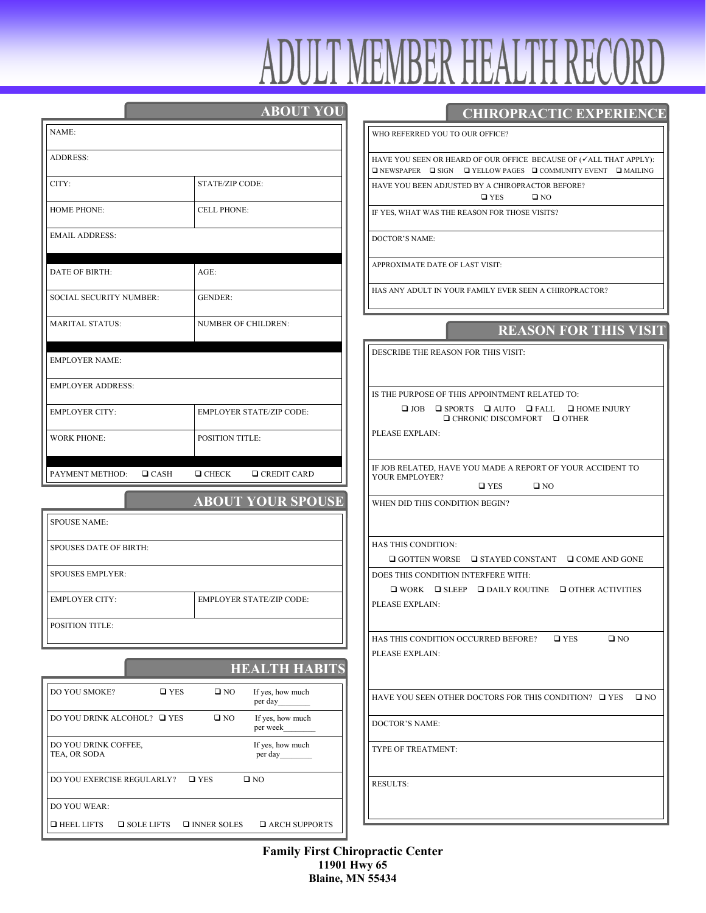# ADULT MEMBER HEALTH RECORD

## ABOUT YOU

| | |
|---|---|
| NAME: | |
| ADDRESS: | |
| CITY: | STATE/ZIP CODE: |
| HOME PHONE: | CELL PHONE: |
| EMAIL ADDRESS: | |
| DATE OF BIRTH: | AGE: |
| SOCIAL SECURITY NUMBER: | GENDER: |
| MARITAL STATUS: | NUMBER OF CHILDREN: |
| EMPLOYER NAME: | |
| EMPLOYER ADDRESS: | |
| EMPLOYER CITY: | EMPLOYER STATE/ZIP CODE: |
| WORK PHONE: | POSITION TITLE: |
| PAYMENT METHOD: ❑ CASH ❑ CHECK ❑ CREDIT CARD | |

## ABOUT YOUR SPOUSE

| | |
|---|---|
| SPOUSE NAME: | |
| SPOUSES DATE OF BIRTH: | |
| SPOUSES EMPLYER: | |
| EMPLOYER CITY: | EMPLOYER STATE/ZIP CODE: |
| POSITION TITLE: | |

## HEALTH HABITS

| | | | |
|---|---|---|---|
| DO YOU SMOKE? | ❑ YES | ❑ NO | If yes, how much per day________ |
| DO YOU DRINK ALCOHOL? | ❑ YES | ❑ NO | If yes, how much per week________ |
| DO YOU DRINK COFFEE, TEA, OR SODA | | | If yes, how much per day________ |
| DO YOU EXERCISE REGULARLY? | ❑ YES | ❑ NO | |

DO YOU WEAR:

❑ HEEL LIFTS ❑ SOLE LIFTS ❑ INNER SOLES ❑ ARCH SUPPORTS

## CHIROPRACTIC EXPERIENCE

WHO REFERRED YOU TO OUR OFFICE?

HAVE YOU SEEN OR HEARD OF OUR OFFICE BECAUSE OF (✓ALL THAT APPLY):
❑ NEWSPAPER ❑ SIGN ❑ YELLOW PAGES ❑ COMMUNITY EVENT ❑ MAILING

HAVE YOU BEEN ADJUSTED BY A CHIROPRACTOR BEFORE?
❑ YES ❑ NO

IF YES, WHAT WAS THE REASON FOR THOSE VISITS?

DOCTOR'S NAME:

APPROXIMATE DATE OF LAST VISIT:

HAS ANY ADULT IN YOUR FAMILY EVER SEEN A CHIROPRACTOR?

## REASON FOR THIS VISIT

DESCRIBE THE REASON FOR THIS VISIT:

IS THE PURPOSE OF THIS APPOINTMENT RELATED TO:
❑ JOB ❑ SPORTS ❑ AUTO ❑ FALL ❑ HOME INJURY
❑ CHRONIC DISCOMFORT ❑ OTHER

PLEASE EXPLAIN:

IF JOB RELATED, HAVE YOU MADE A REPORT OF YOUR ACCIDENT TO YOUR EMPLOYER?
❑ YES ❑ NO

WHEN DID THIS CONDITION BEGIN?

HAS THIS CONDITION:
❑ GOTTEN WORSE ❑ STAYED CONSTANT ❑ COME AND GONE

DOES THIS CONDITION INTERFERE WITH:
❑ WORK ❑ SLEEP ❑ DAILY ROUTINE ❑ OTHER ACTIVITIES

PLEASE EXPLAIN:

HAS THIS CONDITION OCCURRED BEFORE? ❑ YES ❑ NO

PLEASE EXPLAIN:

HAVE YOU SEEN OTHER DOCTORS FOR THIS CONDITION? ❑ YES ❑ NO

DOCTOR'S NAME:

TYPE OF TREATMENT:

RESULTS:

**Family First Chiropractic Center**
**11901 Hwy 65**
**Blaine, MN 55434**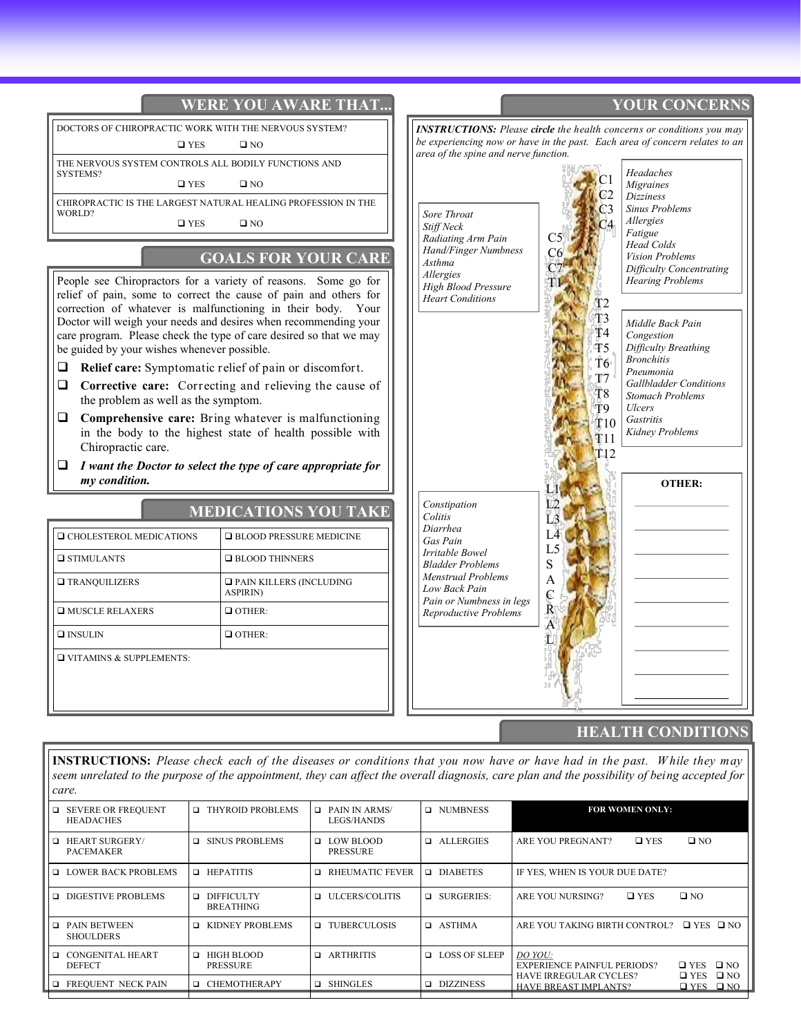## WERE YOU AWARE THAT...

DOCTORS OF CHIROPRACTIC WORK WITH THE NERVOUS SYSTEM?
❑ YES ❑ NO

THE NERVOUS SYSTEM CONTROLS ALL BODILY FUNCTIONS AND SYSTEMS?
❑ YES ❑ NO

CHIROPRACTIC IS THE LARGEST NATURAL HEALING PROFESSION IN THE WORLD?
❑ YES ❑ NO

## GOALS FOR YOUR CARE

People see Chiropractors for a variety of reasons. Some go for relief of pain, some to correct the cause of pain and others for correction of whatever is malfunctioning in their body. Your Doctor will weigh your needs and desires when recommending your care program. Please check the type of care desired so that we may be guided by your wishes whenever possible.

- ❑ **Relief care:** Symptomatic relief of pain or discomfort.
- ❑ **Corrective care:** Correcting and relieving the cause of the problem as well as the symptom.
- ❑ **Comprehensive care:** Bring whatever is malfunctioning in the body to the highest state of health possible with Chiropractic care.
- ❑ ***I want the Doctor to select the type of care appropriate for my condition.***

## MEDICATIONS YOU TAKE

| | |
|---|---|
| ❑ CHOLESTEROL MEDICATIONS | ❑ BLOOD PRESSURE MEDICINE |
| ❑ STIMULANTS | ❑ BLOOD THINNERS |
| ❑ TRANQUILIZERS | ❑ PAIN KILLERS (INCLUDING ASPIRIN) |
| ❑ MUSCLE RELAXERS | ❑ OTHER: |
| ❑ INSULIN | ❑ OTHER: |
| ❑ VITAMINS & SUPPLEMENTS: | |

## YOUR CONCERNS

***INSTRUCTIONS:*** *Please* ***circle*** *the health concerns or conditions you may be experiencing now or have in the past. Each area of concern relates to an area of the spine and nerve function.*

**C1–C4:** *Headaches, Migraines, Dizziness, Sinus Problems, Allergies, Fatigue, Head Colds, Vision Problems, Difficulty Concentrating, Hearing Problems*

**C5–T1:** *Sore Throat, Stiff Neck, Radiating Arm Pain, Hand/Finger Numbness, Asthma, Allergies, High Blood Pressure, Heart Conditions*

**T2–T12:** *Middle Back Pain, Congestion, Difficulty Breathing, Bronchitis, Pneumonia, Gallbladder Conditions, Stomach Problems, Ulcers, Gastritis, Kidney Problems*

**L1–L5, SACRAL:** *Constipation, Colitis, Diarrhea, Gas Pain, Irritable Bowel, Bladder Problems, Menstrual Problems, Low Back Pain, Pain or Numbness in legs, Reproductive Problems*

**OTHER:**

______________________

______________________

______________________

______________________

______________________

______________________

______________________

______________________

______________________

## HEALTH CONDITIONS

**INSTRUCTIONS:** *Please check each of the diseases or conditions that you now have or have had in the past. While they may seem unrelated to the purpose of the appointment, they can affect the overall diagnosis, care plan and the possibility of being accepted for care.*

| | | | | **FOR WOMEN ONLY:** |
|---|---|---|---|---|
| ❑ SEVERE OR FREQUENT HEADACHES | ❑ THYROID PROBLEMS | ❑ PAIN IN ARMS/ LEGS/HANDS | ❑ NUMBNESS | |
| ❑ HEART SURGERY/ PACEMAKER | ❑ SINUS PROBLEMS | ❑ LOW BLOOD PRESSURE | ❑ ALLERGIES | ARE YOU PREGNANT? ❑ YES ❑ NO |
| ❑ LOWER BACK PROBLEMS | ❑ HEPATITIS | ❑ RHEUMATIC FEVER | ❑ DIABETES | IF YES, WHEN IS YOUR DUE DATE? |
| ❑ DIGESTIVE PROBLEMS | ❑ DIFFICULTY BREATHING | ❑ ULCERS/COLITIS | ❑ SURGERIES: | ARE YOU NURSING? ❑ YES ❑ NO |
| ❑ PAIN BETWEEN SHOULDERS | ❑ KIDNEY PROBLEMS | ❑ TUBERCULOSIS | ❑ ASTHMA | ARE YOU TAKING BIRTH CONTROL? ❑ YES ❑ NO |
| ❑ CONGENITAL HEART DEFECT | ❑ HIGH BLOOD PRESSURE | ❑ ARTHRITIS | ❑ LOSS OF SLEEP | *DO YOU:* EXPERIENCE PAINFUL PERIODS? ❑ YES ❑ NO |
| ❑ FREQUENT NECK PAIN | ❑ CHEMOTHERAPY | ❑ SHINGLES | ❑ DIZZINESS | HAVE IRREGULAR CYCLES? ❑ YES ❑ NO<br>HAVE BREAST IMPLANTS? ❑ YES ❑ NO |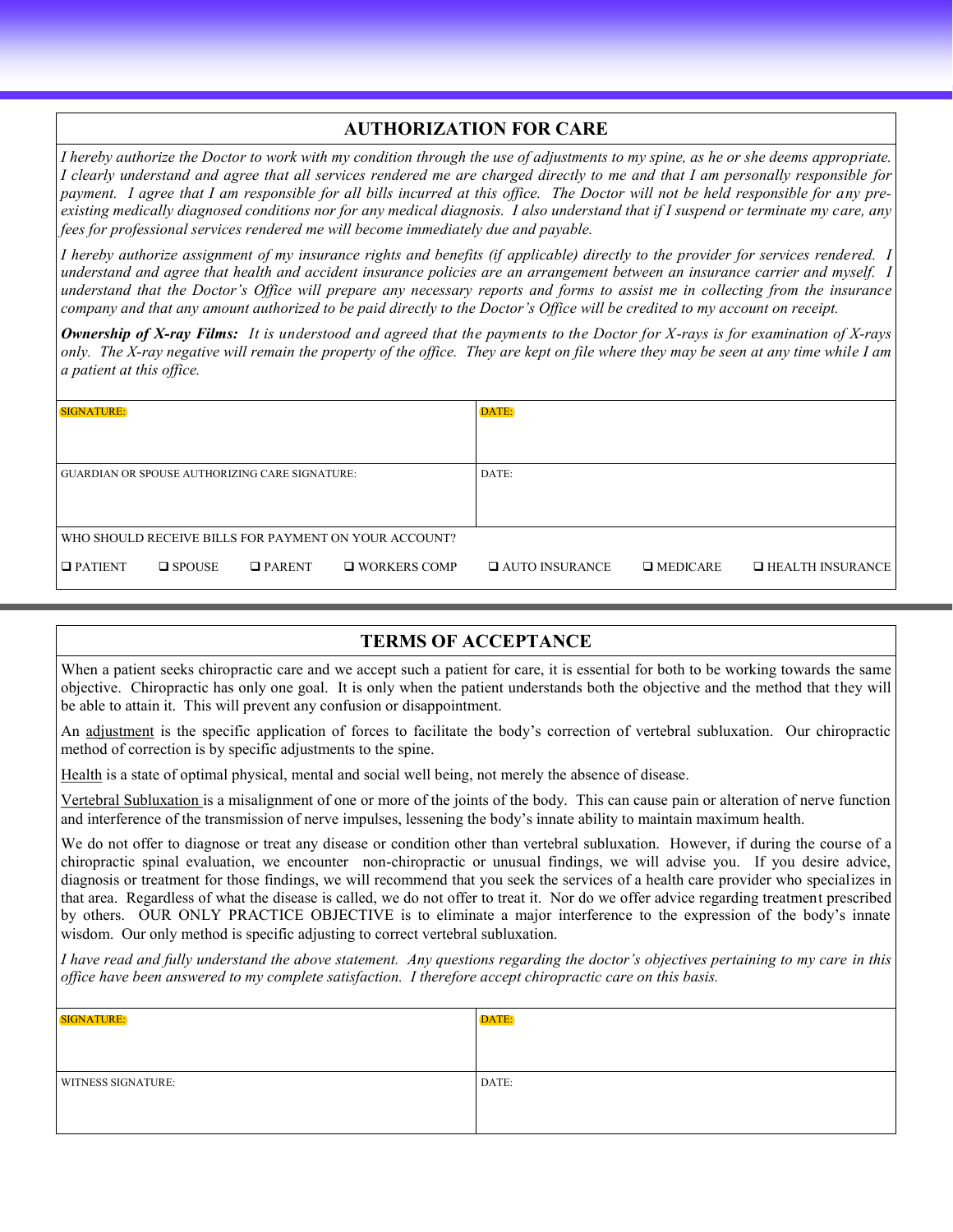## AUTHORIZATION FOR CARE

*I hereby authorize the Doctor to work with my condition through the use of adjustments to my spine, as he or she deems appropriate. I clearly understand and agree that all services rendered me are charged directly to me and that I am personally responsible for payment. I agree that I am responsible for all bills incurred at this office. The Doctor will not be held responsible for any pre-existing medically diagnosed conditions nor for any medical diagnosis. I also understand that if I suspend or terminate my care, any fees for professional services rendered me will become immediately due and payable.*

*I hereby authorize assignment of my insurance rights and benefits (if applicable) directly to the provider for services rendered. I understand and agree that health and accident insurance policies are an arrangement between an insurance carrier and myself. I understand that the Doctor's Office will prepare any necessary reports and forms to assist me in collecting from the insurance company and that any amount authorized to be paid directly to the Doctor's Office will be credited to my account on receipt.*

***Ownership of X-ray Films:*** *It is understood and agreed that the payments to the Doctor for X-rays is for examination of X-rays only. The X-ray negative will remain the property of the office. They are kept on file where they may be seen at any time while I am a patient at this office.*

| SIGNATURE: | DATE: |
|---|---|
| GUARDIAN OR SPOUSE AUTHORIZING CARE SIGNATURE: | DATE: |

WHO SHOULD RECEIVE BILLS FOR PAYMENT ON YOUR ACCOUNT?

❑ PATIENT ❑ SPOUSE ❑ PARENT ❑ WORKERS COMP ❑ AUTO INSURANCE ❑ MEDICARE ❑ HEALTH INSURANCE

## TERMS OF ACCEPTANCE

When a patient seeks chiropractic care and we accept such a patient for care, it is essential for both to be working towards the same objective. Chiropractic has only one goal. It is only when the patient understands both the objective and the method that they will be able to attain it. This will prevent any confusion or disappointment.

An adjustment is the specific application of forces to facilitate the body's correction of vertebral subluxation. Our chiropractic method of correction is by specific adjustments to the spine.

Health is a state of optimal physical, mental and social well being, not merely the absence of disease.

Vertebral Subluxation is a misalignment of one or more of the joints of the body. This can cause pain or alteration of nerve function and interference of the transmission of nerve impulses, lessening the body's innate ability to maintain maximum health.

We do not offer to diagnose or treat any disease or condition other than vertebral subluxation. However, if during the course of a chiropractic spinal evaluation, we encounter non-chiropractic or unusual findings, we will advise you. If you desire advice, diagnosis or treatment for those findings, we will recommend that you seek the services of a health care provider who specializes in that area. Regardless of what the disease is called, we do not offer to treat it. Nor do we offer advice regarding treatment prescribed by others. OUR ONLY PRACTICE OBJECTIVE is to eliminate a major interference to the expression of the body's innate wisdom. Our only method is specific adjusting to correct vertebral subluxation.

*I have read and fully understand the above statement. Any questions regarding the doctor's objectives pertaining to my care in this office have been answered to my complete satisfaction. I therefore accept chiropractic care on this basis.*

| SIGNATURE: | DATE: |
|---|---|
| WITNESS SIGNATURE: | DATE: |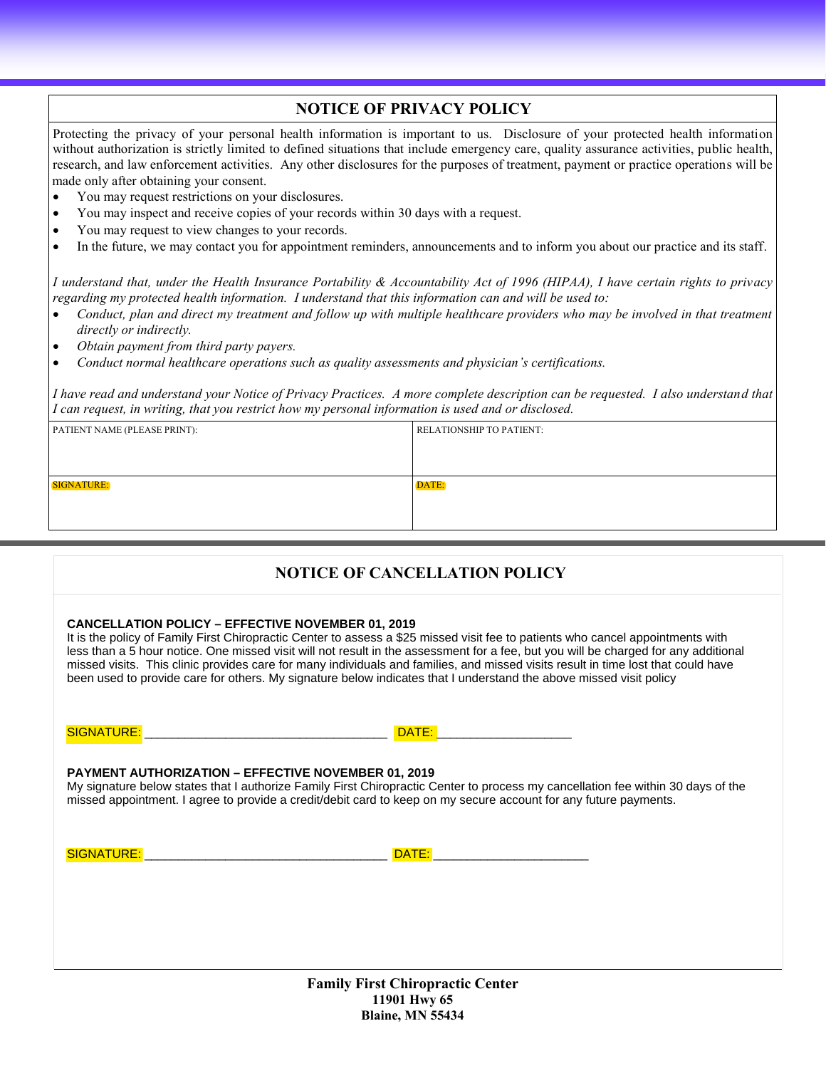## NOTICE OF PRIVACY POLICY

Protecting the privacy of your personal health information is important to us. Disclosure of your protected health information without authorization is strictly limited to defined situations that include emergency care, quality assurance activities, public health, research, and law enforcement activities. Any other disclosures for the purposes of treatment, payment or practice operations will be made only after obtaining your consent.

- You may request restrictions on your disclosures.
- You may inspect and receive copies of your records within 30 days with a request.
- You may request to view changes to your records.
- In the future, we may contact you for appointment reminders, announcements and to inform you about our practice and its staff.

*I understand that, under the Health Insurance Portability & Accountability Act of 1996 (HIPAA), I have certain rights to privacy regarding my protected health information. I understand that this information can and will be used to:*

- *Conduct, plan and direct my treatment and follow up with multiple healthcare providers who may be involved in that treatment directly or indirectly.*
- *Obtain payment from third party payers.*
- *Conduct normal healthcare operations such as quality assessments and physician's certifications.*

*I have read and understand your Notice of Privacy Practices. A more complete description can be requested. I also understand that I can request, in writing, that you restrict how my personal information is used and or disclosed.*

| | |
|---|---|
| PATIENT NAME (PLEASE PRINT): | RELATIONSHIP TO PATIENT: |
| SIGNATURE: | DATE: |

## NOTICE OF CANCELLATION POLICY

**CANCELLATION POLICY – EFFECTIVE NOVEMBER 01, 2019**
It is the policy of Family First Chiropractic Center to assess a $25 missed visit fee to patients who cancel appointments with less than a 5 hour notice. One missed visit will not result in the assessment for a fee, but you will be charged for any additional missed visits. This clinic provides care for many individuals and families, and missed visits result in time lost that could have been used to provide care for others. My signature below indicates that I understand the above missed visit policy

SIGNATURE: ___________________________________ DATE: ___________________

**PAYMENT AUTHORIZATION – EFFECTIVE NOVEMBER 01, 2019**
My signature below states that I authorize Family First Chiropractic Center to process my cancellation fee within 30 days of the missed appointment. I agree to provide a credit/debit card to keep on my secure account for any future payments.

SIGNATURE: ___________________________________ DATE: ______________________

**Family First Chiropractic Center**
**11901 Hwy 65**
**Blaine, MN 55434**